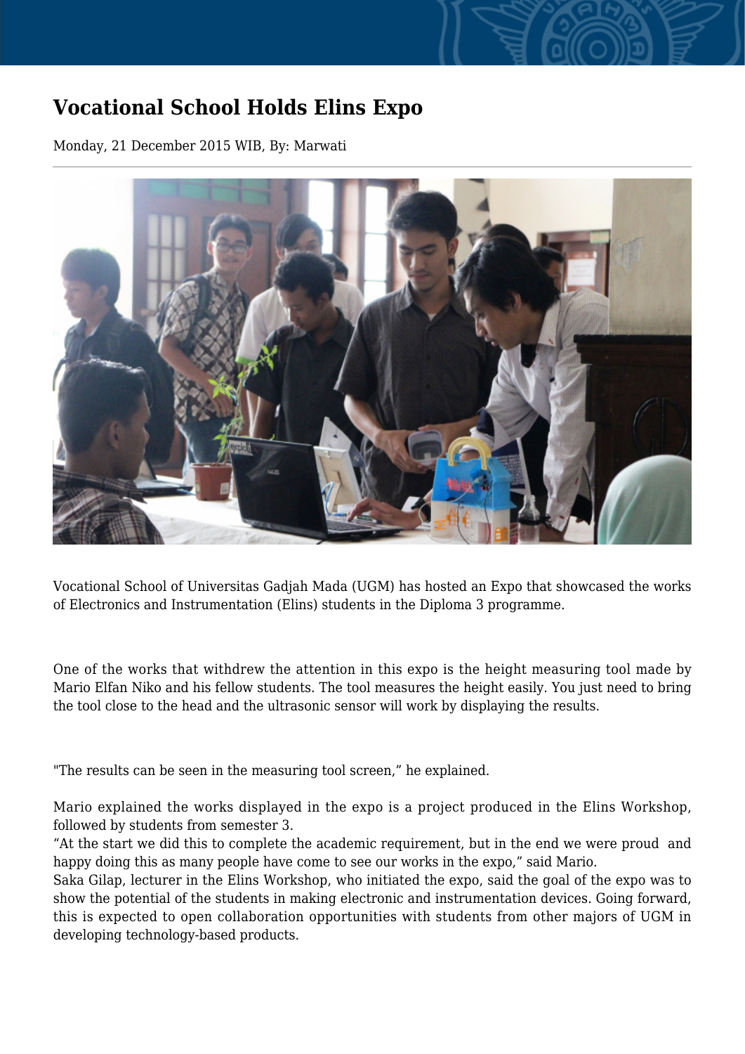# Vocational School Holds Elins Expo

Monday, 21 December 2015 WIB, By: Marwati

---

Vocational School of Universitas Gadjah Mada (UGM) has hosted an Expo that showcased the works of Electronics and Instrumentation (Elins) students in the Diploma 3 programme.

One of the works that withdrew the attention in this expo is the height measuring tool made by Mario Elfan Niko and his fellow students. The tool measures the height easily. You just need to bring the tool close to the head and the ultrasonic sensor will work by displaying the results.

"The results can be seen in the measuring tool screen," he explained.

Mario explained the works displayed in the expo is a project produced in the Elins Workshop, followed by students from semester 3.

"At the start we did this to complete the academic requirement, but in the end we were proud and happy doing this as many people have come to see our works in the expo," said Mario.

Saka Gilap, lecturer in the Elins Workshop, who initiated the expo, said the goal of the expo was to show the potential of the students in making electronic and instrumentation devices. Going forward, this is expected to open collaboration opportunities with students from other majors of UGM in developing technology-based products.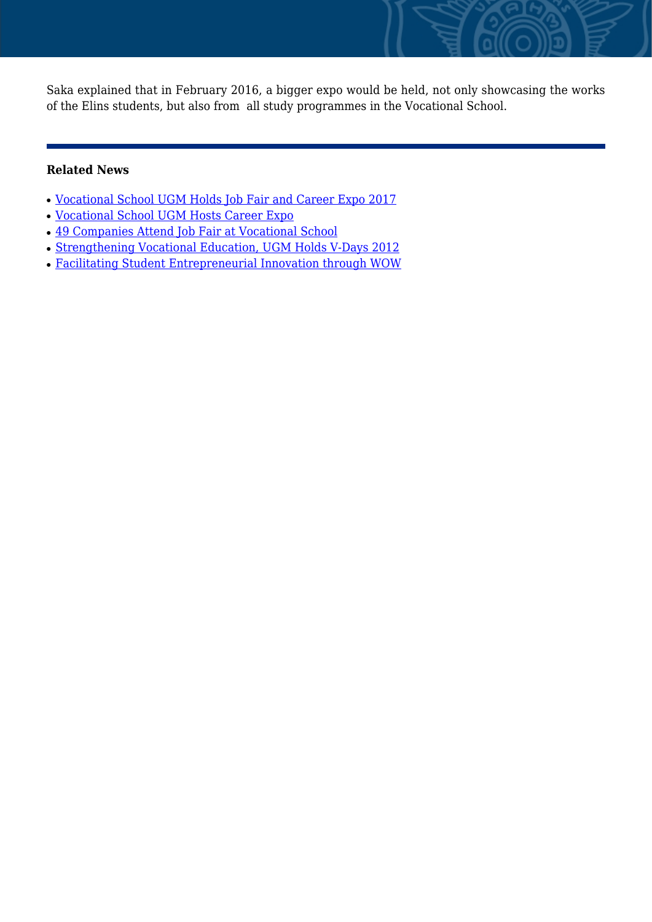Saka explained that in February 2016, a bigger expo would be held, not only showcasing the works of the Elins students, but also from  all study programmes in the Vocational School.

---

**Related News**

- Vocational School UGM Holds Job Fair and Career Expo 2017
- Vocational School UGM Hosts Career Expo
- 49 Companies Attend Job Fair at Vocational School
- Strengthening Vocational Education, UGM Holds V-Days 2012
- Facilitating Student Entrepreneurial Innovation through WOW